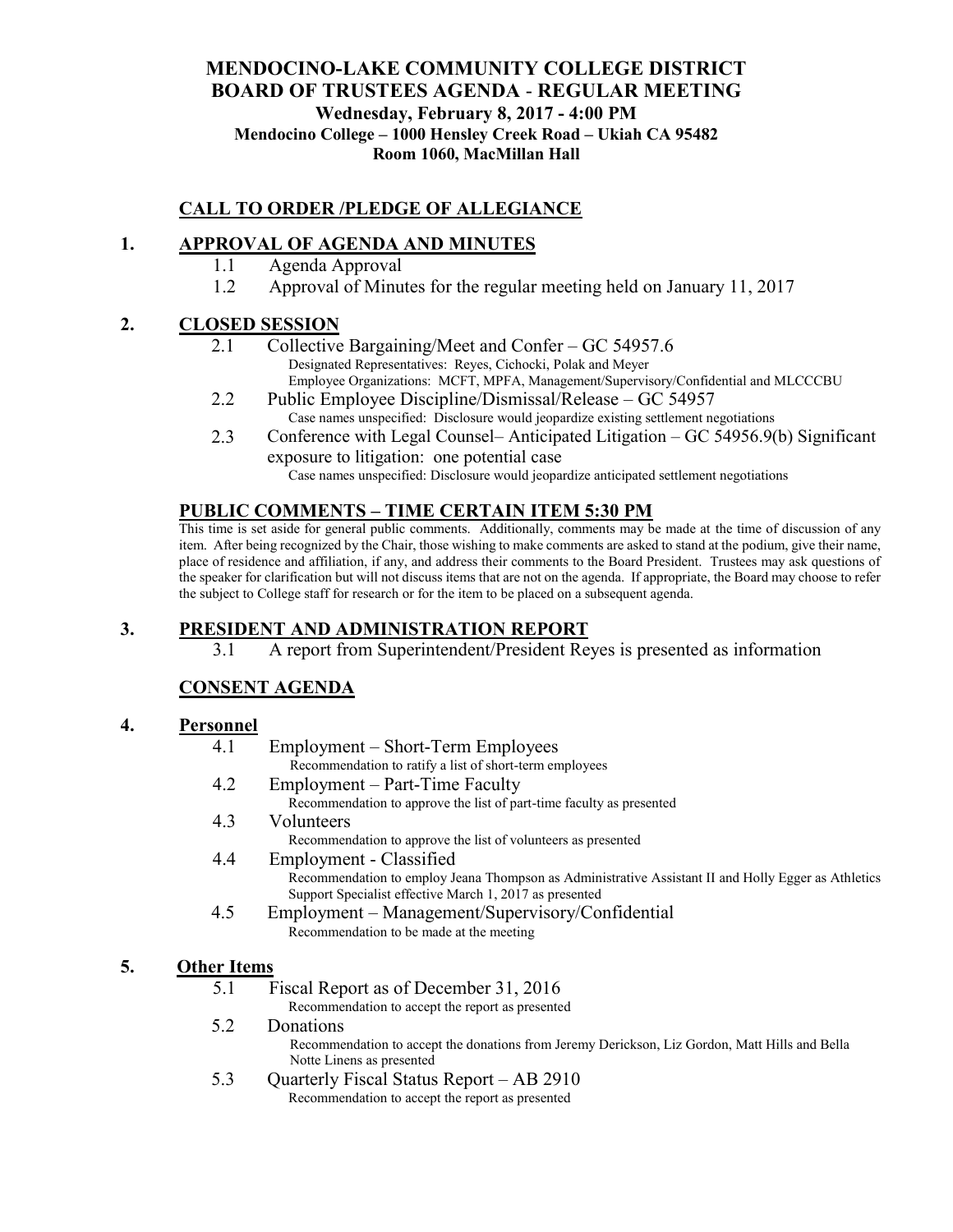# MENDOCINO-LAKE COMMUNITY COLLEGE DISTRICT
# BOARD OF TRUSTEES AGENDA - REGULAR MEETING

**Wednesday, February 8, 2017 - 4:00 PM**
**Mendocino College – 1000 Hensley Creek Road – Ukiah CA 95482**
**Room 1060, MacMillan Hall**

## CALL TO ORDER /PLEDGE OF ALLEGIANCE

## 1. APPROVAL OF AGENDA AND MINUTES

1.1 Agenda Approval

1.2 Approval of Minutes for the regular meeting held on January 11, 2017

## 2. CLOSED SESSION

2.1 Collective Bargaining/Meet and Confer – GC 54957.6
Designated Representatives: Reyes, Cichocki, Polak and Meyer
Employee Organizations: MCFT, MPFA, Management/Supervisory/Confidential and MLCCCBU

2.2 Public Employee Discipline/Dismissal/Release – GC 54957
Case names unspecified: Disclosure would jeopardize existing settlement negotiations

2.3 Conference with Legal Counsel– Anticipated Litigation – GC 54956.9(b) Significant exposure to litigation: one potential case
Case names unspecified: Disclosure would jeopardize anticipated settlement negotiations

## PUBLIC COMMENTS – TIME CERTAIN ITEM 5:30 PM

This time is set aside for general public comments. Additionally, comments may be made at the time of discussion of any item. After being recognized by the Chair, those wishing to make comments are asked to stand at the podium, give their name, place of residence and affiliation, if any, and address their comments to the Board President. Trustees may ask questions of the speaker for clarification but will not discuss items that are not on the agenda. If appropriate, the Board may choose to refer the subject to College staff for research or for the item to be placed on a subsequent agenda.

## 3. PRESIDENT AND ADMINISTRATION REPORT

3.1 A report from Superintendent/President Reyes is presented as information

## CONSENT AGENDA

## 4. Personnel

4.1 Employment – Short-Term Employees
Recommendation to ratify a list of short-term employees

4.2 Employment – Part-Time Faculty
Recommendation to approve the list of part-time faculty as presented

4.3 Volunteers
Recommendation to approve the list of volunteers as presented

4.4 Employment - Classified
Recommendation to employ Jeana Thompson as Administrative Assistant II and Holly Egger as Athletics Support Specialist effective March 1, 2017 as presented

4.5 Employment – Management/Supervisory/Confidential
Recommendation to be made at the meeting

## 5. Other Items

5.1 Fiscal Report as of December 31, 2016
Recommendation to accept the report as presented

5.2 Donations
Recommendation to accept the donations from Jeremy Derickson, Liz Gordon, Matt Hills and Bella Notte Linens as presented

5.3 Quarterly Fiscal Status Report – AB 2910
Recommendation to accept the report as presented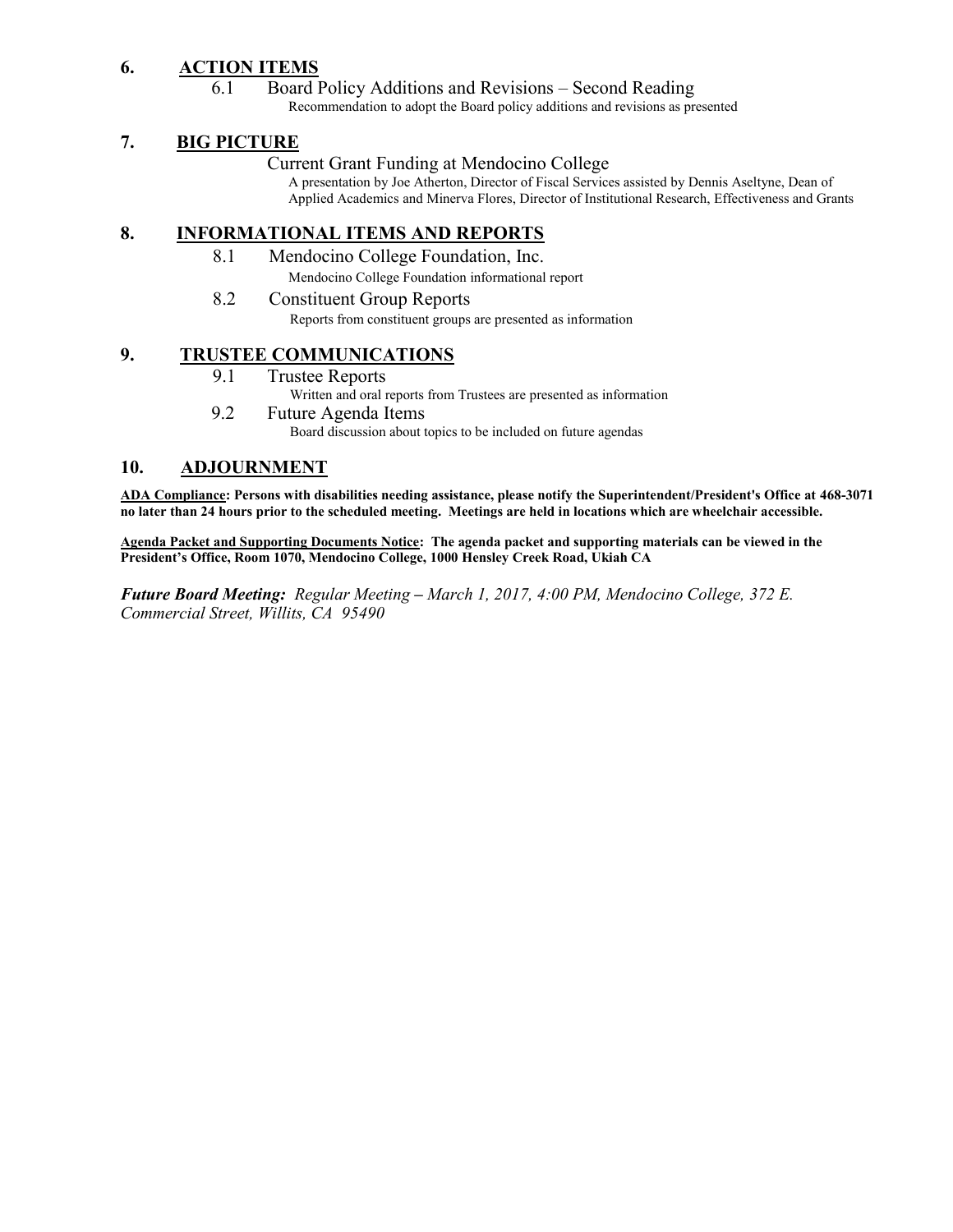## 6. ACTION ITEMS

6.1 Board Policy Additions and Revisions – Second Reading

Recommendation to adopt the Board policy additions and revisions as presented

## 7. BIG PICTURE

Current Grant Funding at Mendocino College

A presentation by Joe Atherton, Director of Fiscal Services assisted by Dennis Aseltyne, Dean of Applied Academics and Minerva Flores, Director of Institutional Research, Effectiveness and Grants

## 8. INFORMATIONAL ITEMS AND REPORTS

8.1 Mendocino College Foundation, Inc.

Mendocino College Foundation informational report

8.2 Constituent Group Reports

Reports from constituent groups are presented as information

## 9. TRUSTEE COMMUNICATIONS

9.1 Trustee Reports

Written and oral reports from Trustees are presented as information

9.2 Future Agenda Items

Board discussion about topics to be included on future agendas

## 10. ADJOURNMENT

**ADA Compliance: Persons with disabilities needing assistance, please notify the Superintendent/President's Office at 468-3071 no later than 24 hours prior to the scheduled meeting. Meetings are held in locations which are wheelchair accessible.**

**Agenda Packet and Supporting Documents Notice: The agenda packet and supporting materials can be viewed in the President's Office, Room 1070, Mendocino College, 1000 Hensley Creek Road, Ukiah CA**

***Future Board Meeting:*** *Regular Meeting – March 1, 2017, 4:00 PM, Mendocino College, 372 E. Commercial Street, Willits, CA 95490*